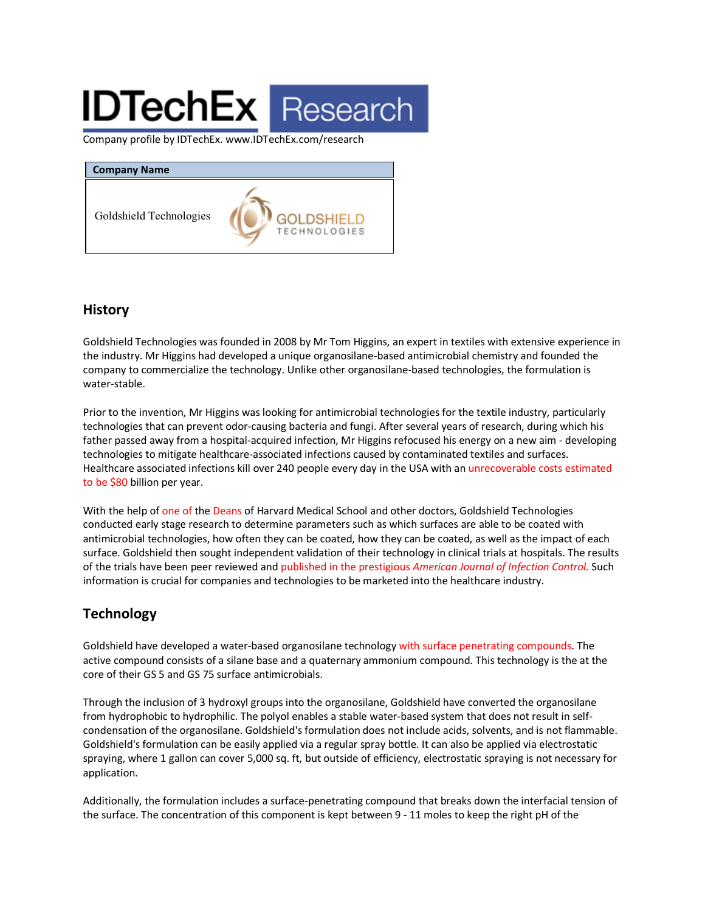# IDTechEx Research

Company profile by IDTechEx. www.IDTechEx.com/research

| Company Name |
| --- |
| Goldshield Technologies |

## History

Goldshield Technologies was founded in 2008 by Mr Tom Higgins, an expert in textiles with extensive experience in the industry. Mr Higgins had developed a unique organosilane-based antimicrobial chemistry and founded the company to commercialize the technology. Unlike other organosilane-based technologies, the formulation is water-stable.

Prior to the invention, Mr Higgins was looking for antimicrobial technologies for the textile industry, particularly technologies that can prevent odor-causing bacteria and fungi. After several years of research, during which his father passed away from a hospital-acquired infection, Mr Higgins refocused his energy on a new aim - developing technologies to mitigate healthcare-associated infections caused by contaminated textiles and surfaces. Healthcare associated infections kill over 240 people every day in the USA with an unrecoverable costs estimated to be $80 billion per year.

With the help of one of the Deans of Harvard Medical School and other doctors, Goldshield Technologies conducted early stage research to determine parameters such as which surfaces are able to be coated with antimicrobial technologies, how often they can be coated, how they can be coated, as well as the impact of each surface. Goldshield then sought independent validation of their technology in clinical trials at hospitals. The results of the trials have been peer reviewed and published in the prestigious *American Journal of Infection Control*. Such information is crucial for companies and technologies to be marketed into the healthcare industry.

## Technology

Goldshield have developed a water-based organosilane technology with surface penetrating compounds. The active compound consists of a silane base and a quaternary ammonium compound. This technology is the at the core of their GS 5 and GS 75 surface antimicrobials.

Through the inclusion of 3 hydroxyl groups into the organosilane, Goldshield have converted the organosilane from hydrophobic to hydrophilic. The polyol enables a stable water-based system that does not result in self-condensation of the organosilane. Goldshield's formulation does not include acids, solvents, and is not flammable. Goldshield's formulation can be easily applied via a regular spray bottle. It can also be applied via electrostatic spraying, where 1 gallon can cover 5,000 sq. ft, but outside of efficiency, electrostatic spraying is not necessary for application.

Additionally, the formulation includes a surface-penetrating compound that breaks down the interfacial tension of the surface. The concentration of this component is kept between 9 - 11 moles to keep the right pH of the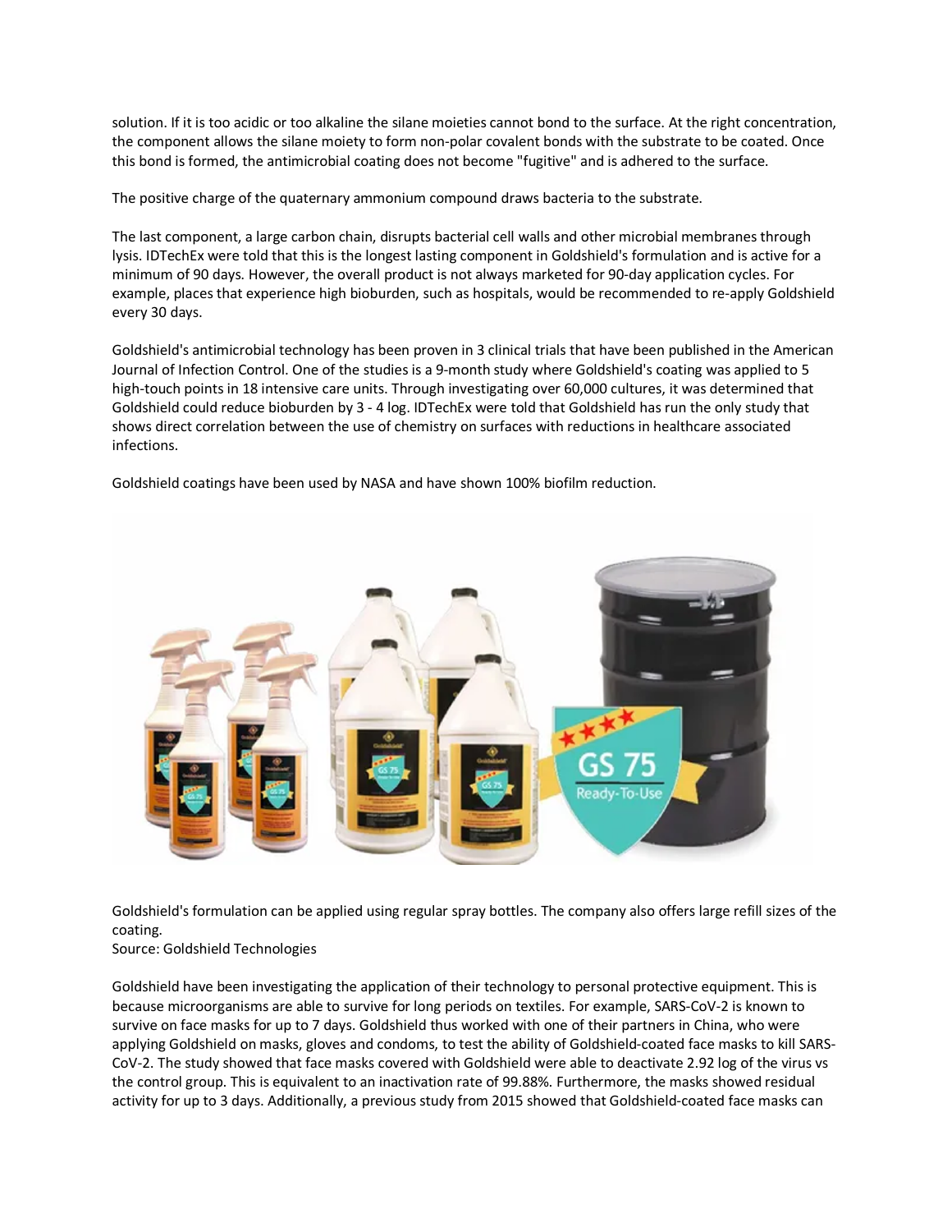solution. If it is too acidic or too alkaline the silane moieties cannot bond to the surface. At the right concentration, the component allows the silane moiety to form non-polar covalent bonds with the substrate to be coated. Once this bond is formed, the antimicrobial coating does not become "fugitive" and is adhered to the surface.

The positive charge of the quaternary ammonium compound draws bacteria to the substrate.

The last component, a large carbon chain, disrupts bacterial cell walls and other microbial membranes through lysis. IDTechEx were told that this is the longest lasting component in Goldshield's formulation and is active for a minimum of 90 days. However, the overall product is not always marketed for 90-day application cycles. For example, places that experience high bioburden, such as hospitals, would be recommended to re-apply Goldshield every 30 days.

Goldshield's antimicrobial technology has been proven in 3 clinical trials that have been published in the American Journal of Infection Control. One of the studies is a 9-month study where Goldshield's coating was applied to 5 high-touch points in 18 intensive care units. Through investigating over 60,000 cultures, it was determined that Goldshield could reduce bioburden by 3 - 4 log. IDTechEx were told that Goldshield has run the only study that shows direct correlation between the use of chemistry on surfaces with reductions in healthcare associated infections.

Goldshield coatings have been used by NASA and have shown 100% biofilm reduction.

Goldshield's formulation can be applied using regular spray bottles. The company also offers large refill sizes of the coating.
Source: Goldshield Technologies

Goldshield have been investigating the application of their technology to personal protective equipment. This is because microorganisms are able to survive for long periods on textiles. For example, SARS-CoV-2 is known to survive on face masks for up to 7 days. Goldshield thus worked with one of their partners in China, who were applying Goldshield on masks, gloves and condoms, to test the ability of Goldshield-coated face masks to kill SARS-CoV-2. The study showed that face masks covered with Goldshield were able to deactivate 2.92 log of the virus vs the control group. This is equivalent to an inactivation rate of 99.88%. Furthermore, the masks showed residual activity for up to 3 days. Additionally, a previous study from 2015 showed that Goldshield-coated face masks can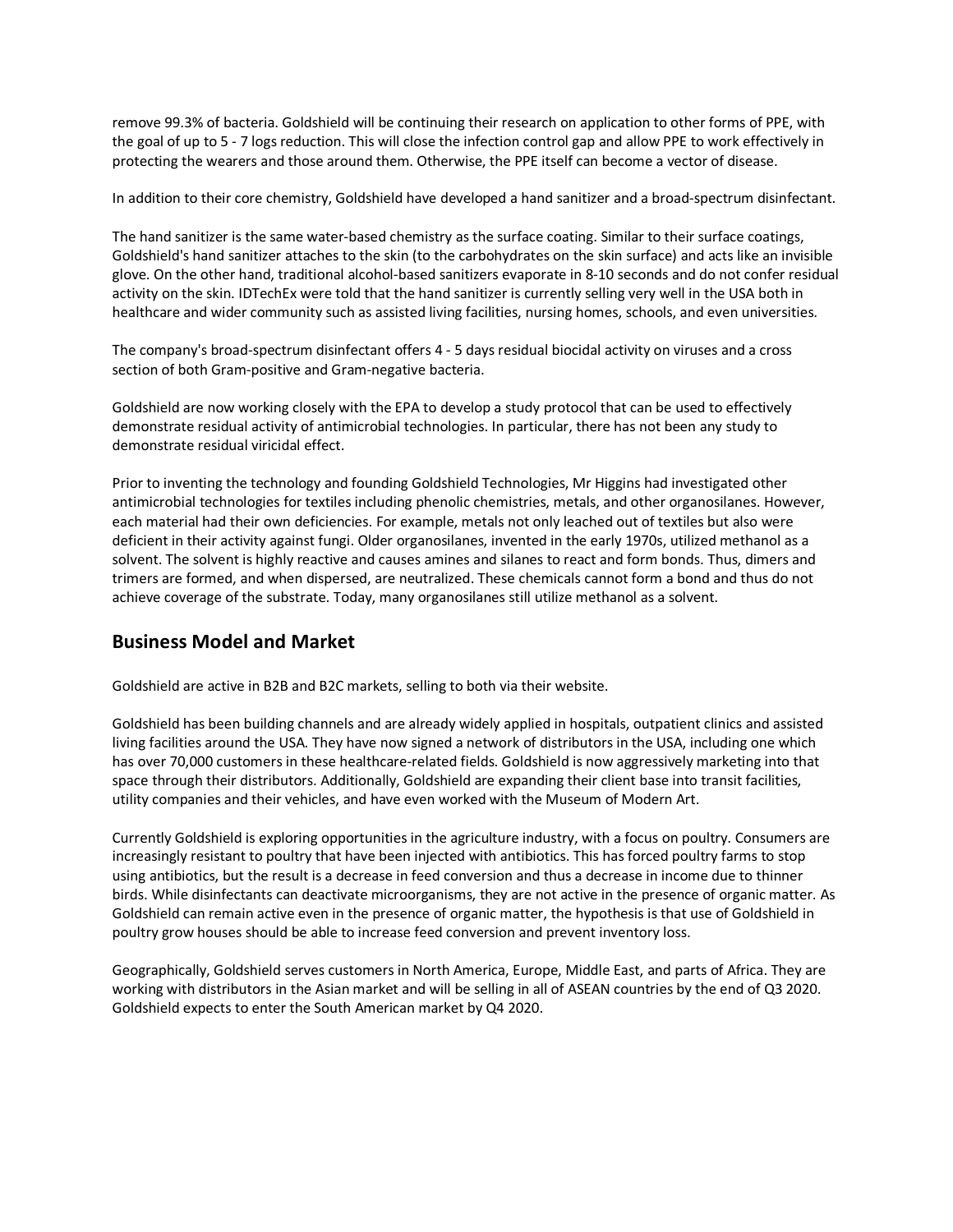remove 99.3% of bacteria. Goldshield will be continuing their research on application to other forms of PPE, with the goal of up to 5 - 7 logs reduction. This will close the infection control gap and allow PPE to work effectively in protecting the wearers and those around them. Otherwise, the PPE itself can become a vector of disease.

In addition to their core chemistry, Goldshield have developed a hand sanitizer and a broad-spectrum disinfectant.

The hand sanitizer is the same water-based chemistry as the surface coating. Similar to their surface coatings, Goldshield's hand sanitizer attaches to the skin (to the carbohydrates on the skin surface) and acts like an invisible glove. On the other hand, traditional alcohol-based sanitizers evaporate in 8-10 seconds and do not confer residual activity on the skin. IDTechEx were told that the hand sanitizer is currently selling very well in the USA both in healthcare and wider community such as assisted living facilities, nursing homes, schools, and even universities.

The company's broad-spectrum disinfectant offers 4 - 5 days residual biocidal activity on viruses and a cross section of both Gram-positive and Gram-negative bacteria.

Goldshield are now working closely with the EPA to develop a study protocol that can be used to effectively demonstrate residual activity of antimicrobial technologies. In particular, there has not been any study to demonstrate residual viricidal effect.

Prior to inventing the technology and founding Goldshield Technologies, Mr Higgins had investigated other antimicrobial technologies for textiles including phenolic chemistries, metals, and other organosilanes. However, each material had their own deficiencies. For example, metals not only leached out of textiles but also were deficient in their activity against fungi. Older organosilanes, invented in the early 1970s, utilized methanol as a solvent. The solvent is highly reactive and causes amines and silanes to react and form bonds. Thus, dimers and trimers are formed, and when dispersed, are neutralized. These chemicals cannot form a bond and thus do not achieve coverage of the substrate. Today, many organosilanes still utilize methanol as a solvent.

## Business Model and Market

Goldshield are active in B2B and B2C markets, selling to both via their website.

Goldshield has been building channels and are already widely applied in hospitals, outpatient clinics and assisted living facilities around the USA. They have now signed a network of distributors in the USA, including one which has over 70,000 customers in these healthcare-related fields. Goldshield is now aggressively marketing into that space through their distributors. Additionally, Goldshield are expanding their client base into transit facilities, utility companies and their vehicles, and have even worked with the Museum of Modern Art.

Currently Goldshield is exploring opportunities in the agriculture industry, with a focus on poultry. Consumers are increasingly resistant to poultry that have been injected with antibiotics. This has forced poultry farms to stop using antibiotics, but the result is a decrease in feed conversion and thus a decrease in income due to thinner birds. While disinfectants can deactivate microorganisms, they are not active in the presence of organic matter. As Goldshield can remain active even in the presence of organic matter, the hypothesis is that use of Goldshield in poultry grow houses should be able to increase feed conversion and prevent inventory loss.

Geographically, Goldshield serves customers in North America, Europe, Middle East, and parts of Africa. They are working with distributors in the Asian market and will be selling in all of ASEAN countries by the end of Q3 2020. Goldshield expects to enter the South American market by Q4 2020.